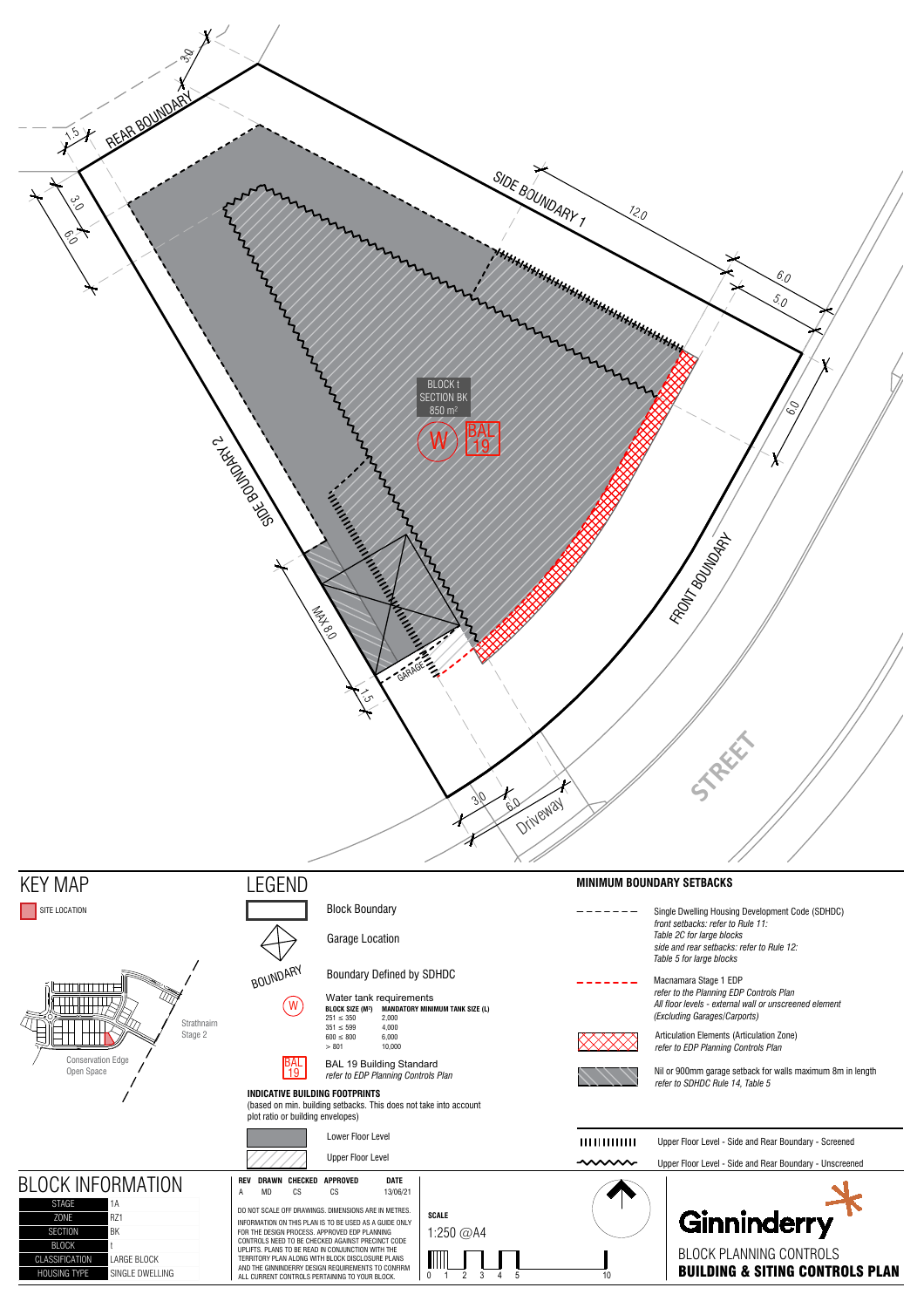REAR BOUNDARY

SIDE BOUNDARY 1

SIDE BOUNDARY 2

FRONT BOUNDARY

STREET

Driveway

GARAGE

MAX 8.0

3.0 1.5 3.0 6.0 12.0 6.0 5.0 6.0 1.5 3.0 6.0

BLOCK 1
SECTION BK
850 m²

W

BAL 19

# KEY MAP

SITE LOCATION

Strathnairn Stage 2

Conservation Edge Open Space

# LEGEND

Block Boundary

Garage Location

BOUNDARY — Boundary Defined by SDHDC

W — Water tank requirements

| BLOCK SIZE (M²) | MANDATORY MINIMUM TANK SIZE (L) |
|---|---|
| 251 ≤ 350 | 2,000 |
| 351 ≤ 599 | 4,000 |
| 600 ≤ 800 | 6,000 |
| > 801 | 10,000 |

BAL 19 — BAL 19 Building Standard
*refer to EDP Planning Controls Plan*

**INDICATIVE BUILDING FOOTPRINTS**
(based on min. building setbacks. This does not take into account plot ratio or building envelopes)

Lower Floor Level

Upper Floor Level

## MINIMUM BOUNDARY SETBACKS

Single Dwelling Housing Development Code (SDHDC)
*front setbacks: refer to Rule 11:*
*Table 2C for large blocks*
*side and rear setbacks: refer to Rule 12:*
*Table 5 for large blocks*

Macnamara Stage 1 EDP
*refer to the Planning EDP Controls Plan*
*All floor levels - external wall or unscreened element*
*(Excluding Garages/Carports)*

Articulation Elements (Articulation Zone)
*refer to EDP Planning Controls Plan*

Nil or 900mm garage setback for walls maximum 8m in length
*refer to SDHDC Rule 14, Table 5*

Upper Floor Level - Side and Rear Boundary - Screened

Upper Floor Level - Side and Rear Boundary - Unscreened

# BLOCK INFORMATION

| | |
|---|---|
| STAGE | 1A |
| ZONE | RZ1 |
| SECTION | BK |
| BLOCK | 1 |
| CLASSIFICATION | LARGE BLOCK |
| HOUSING TYPE | SINGLE DWELLING |

| REV | DRAWN | CHECKED | APPROVED | DATE |
|---|---|---|---|---|
| A | MD | CS | CS | 13/06/21 |

DO NOT SCALE OFF DRAWINGS. DIMENSIONS ARE IN METRES.
INFORMATION ON THIS PLAN IS TO BE USED AS A GUIDE ONLY FOR THE DESIGN PROCESS. APPROVED EDP PLANNING CONTROLS NEED TO BE CHECKED AGAINST PRECINCT CODE UPLIFTS. PLANS TO BE READ IN CONJUNCTION WITH THE TERRITORY PLAN ALONG WITH BLOCK DISCLOSURE PLANS AND THE GINNINDERRY DESIGN REQUIREMENTS TO CONFIRM ALL CURRENT CONTROLS PERTAINING TO YOUR BLOCK.

**SCALE**
1:250 @A4

0 1 2 3 4 5 10

Ginninderry

BLOCK PLANNING CONTROLS
**BUILDING & SITING CONTROLS PLAN**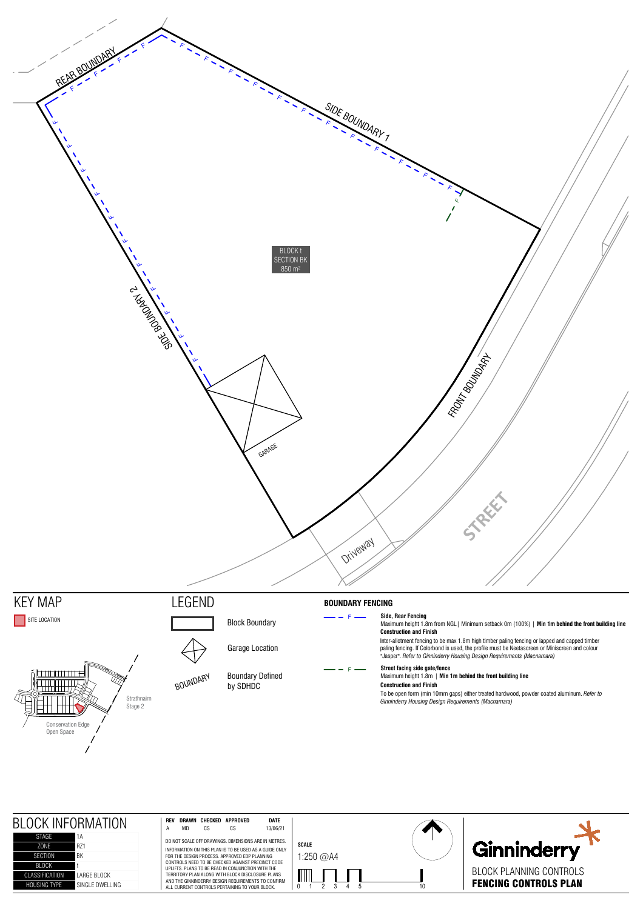REAR BOUNDARY

SIDE BOUNDARY 1

SIDE BOUNDARY 2

FRONT BOUNDARY

BLOCK t
SECTION BK
850 m²

GARAGE

Driveway

STREET

## KEY MAP

SITE LOCATION

Strathnairn Stage 2

Conservation Edge Open Space

## LEGEND

Block Boundary

Garage Location

BOUNDARY — Boundary Defined by SDHDC

## BOUNDARY FENCING

**Side, Rear Fencing**
Maximum height 1.8m from NGL | Minimum setback 0m (100%) | **Min 1m behind the front building line**
**Construction and Finish**
Inter-allotment fencing to be max 1.8m high timber paling fencing or lapped and capped timber paling fencing. If Colorbond is used, the profile must be Neetascreen or Miniscreen and colour "Jasper". *Refer to Ginninderry Housing Design Requirements (Macnamara)*

**Street facing side gate/fence**
Maximum height 1.8m | **Min 1m behind the front building line**
**Construction and Finish**
To be open form (min 10mm gaps) either treated hardwood, powder coated aluminum. *Refer to Ginninderry Housing Design Requirements (Macnamara)*

## BLOCK INFORMATION

| | |
|---|---|
| STAGE | 1A |
| ZONE | RZ1 |
| SECTION | BK |
| BLOCK | t |
| CLASSIFICATION | LARGE BLOCK |
| HOUSING TYPE | SINGLE DWELLING |

| REV | DRAWN | CHECKED | APPROVED | DATE |
|---|---|---|---|---|
| A | MD | CS | CS | 13/06/21 |

DO NOT SCALE OFF DRAWINGS. DIMENSIONS ARE IN METRES.
INFORMATION ON THIS PLAN IS TO BE USED AS A GUIDE ONLY FOR THE DESIGN PROCESS. APPROVED EDP PLANNING CONTROLS NEED TO BE CHECKED AGAINST PRECINCT CODE UPLIFTS. PLANS TO BE READ IN CONJUNCTION WITH THE TERRITORY PLAN ALONG WITH BLOCK DISCLOSURE PLANS AND THE GINNINDERRY DESIGN REQUIREMENTS TO CONFIRM ALL CURRENT CONTROLS PERTAINING TO YOUR BLOCK.

**SCALE**
1:250 @A4

0 1 2 3 4 5 10

Ginninderry

BLOCK PLANNING CONTROLS
**FENCING CONTROLS PLAN**